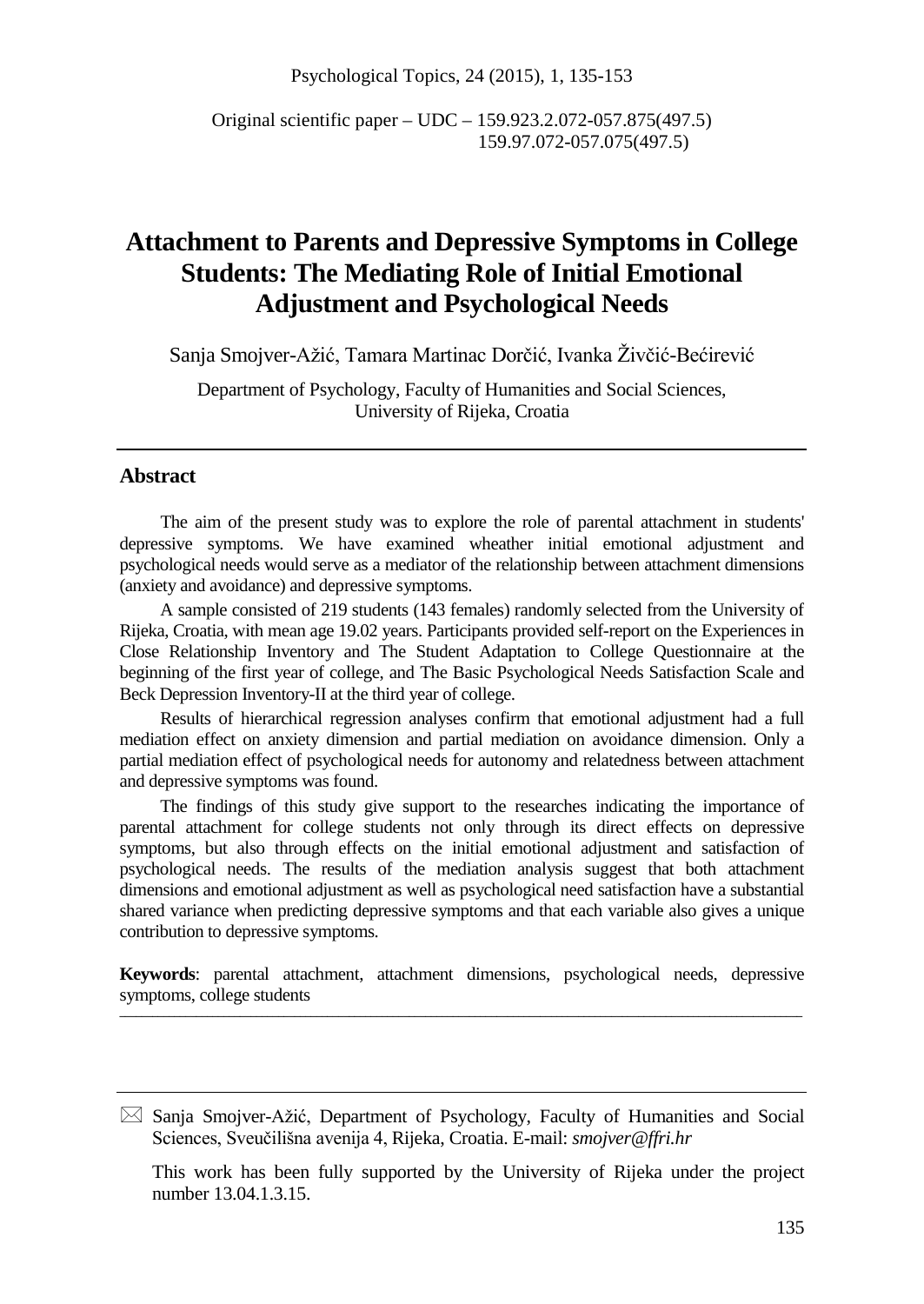Original scientific paper – UDC – 159.923.2.072-057.875(497.5)
159.97.072-057.075(497.5)

# Attachment to Parents and Depressive Symptoms in College Students: The Mediating Role of Initial Emotional Adjustment and Psychological Needs

Sanja Smojver-Ažić, Tamara Martinac Dorčić, Ivanka Živčić-Bećirević

Department of Psychology, Faculty of Humanities and Social Sciences, University of Rijeka, Croatia

## Abstract

The aim of the present study was to explore the role of parental attachment in students' depressive symptoms. We have examined wheather initial emotional adjustment and psychological needs would serve as a mediator of the relationship between attachment dimensions (anxiety and avoidance) and depressive symptoms.

A sample consisted of 219 students (143 females) randomly selected from the University of Rijeka, Croatia, with mean age 19.02 years. Participants provided self-report on the Experiences in Close Relationship Inventory and The Student Adaptation to College Questionnaire at the beginning of the first year of college, and The Basic Psychological Needs Satisfaction Scale and Beck Depression Inventory-II at the third year of college.

Results of hierarchical regression analyses confirm that emotional adjustment had a full mediation effect on anxiety dimension and partial mediation on avoidance dimension. Only a partial mediation effect of psychological needs for autonomy and relatedness between attachment and depressive symptoms was found.

The findings of this study give support to the researches indicating the importance of parental attachment for college students not only through its direct effects on depressive symptoms, but also through effects on the initial emotional adjustment and satisfaction of psychological needs. The results of the mediation analysis suggest that both attachment dimensions and emotional adjustment as well as psychological need satisfaction have a substantial shared variance when predicting depressive symptoms and that each variable also gives a unique contribution to depressive symptoms.

**Keywords**: parental attachment, attachment dimensions, psychological needs, depressive symptoms, college students

---

✉ Sanja Smojver-Ažić, Department of Psychology, Faculty of Humanities and Social Sciences, Sveučilišna avenija 4, Rijeka, Croatia. E-mail: *smojver@ffri.hr*

This work has been fully supported by the University of Rijeka under the project number 13.04.1.3.15.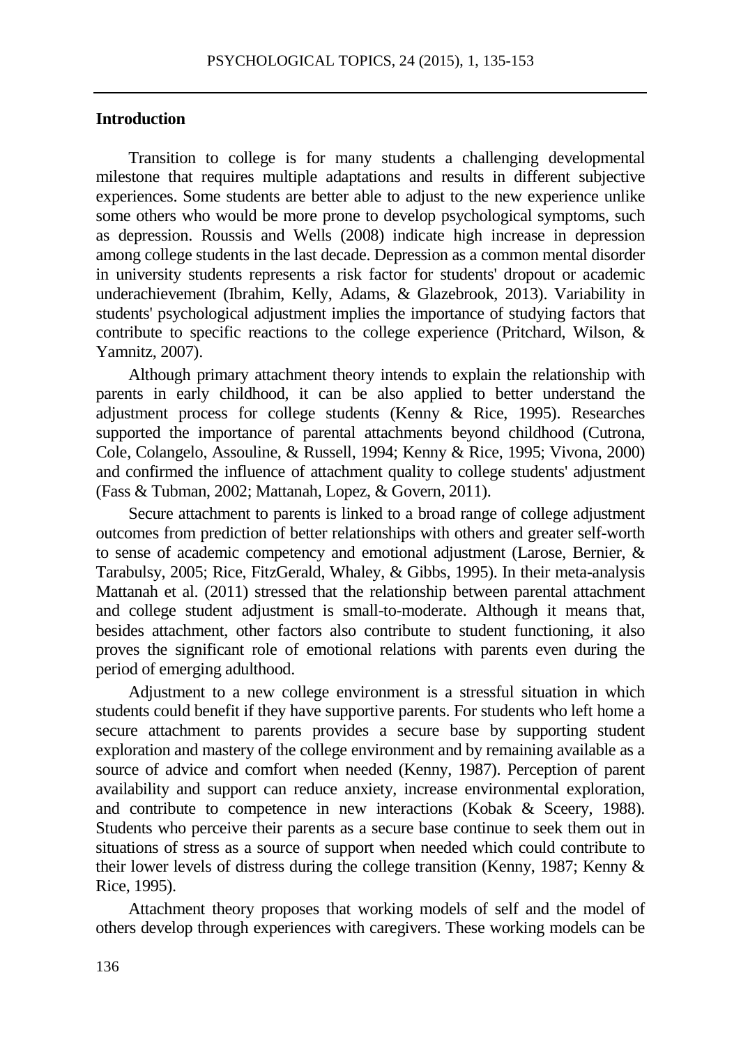## Introduction

Transition to college is for many students a challenging developmental milestone that requires multiple adaptations and results in different subjective experiences. Some students are better able to adjust to the new experience unlike some others who would be more prone to develop psychological symptoms, such as depression. Roussis and Wells (2008) indicate high increase in depression among college students in the last decade. Depression as a common mental disorder in university students represents a risk factor for students' dropout or academic underachievement (Ibrahim, Kelly, Adams, & Glazebrook, 2013). Variability in students' psychological adjustment implies the importance of studying factors that contribute to specific reactions to the college experience (Pritchard, Wilson, & Yamnitz, 2007).

Although primary attachment theory intends to explain the relationship with parents in early childhood, it can be also applied to better understand the adjustment process for college students (Kenny & Rice, 1995). Researches supported the importance of parental attachments beyond childhood (Cutrona, Cole, Colangelo, Assouline, & Russell, 1994; Kenny & Rice, 1995; Vivona, 2000) and confirmed the influence of attachment quality to college students' adjustment (Fass & Tubman, 2002; Mattanah, Lopez, & Govern, 2011).

Secure attachment to parents is linked to a broad range of college adjustment outcomes from prediction of better relationships with others and greater self-worth to sense of academic competency and emotional adjustment (Larose, Bernier, & Tarabulsy, 2005; Rice, FitzGerald, Whaley, & Gibbs, 1995). In their meta-analysis Mattanah et al. (2011) stressed that the relationship between parental attachment and college student adjustment is small-to-moderate. Although it means that, besides attachment, other factors also contribute to student functioning, it also proves the significant role of emotional relations with parents even during the period of emerging adulthood.

Adjustment to a new college environment is a stressful situation in which students could benefit if they have supportive parents. For students who left home a secure attachment to parents provides a secure base by supporting student exploration and mastery of the college environment and by remaining available as a source of advice and comfort when needed (Kenny, 1987). Perception of parent availability and support can reduce anxiety, increase environmental exploration, and contribute to competence in new interactions (Kobak & Sceery, 1988). Students who perceive their parents as a secure base continue to seek them out in situations of stress as a source of support when needed which could contribute to their lower levels of distress during the college transition (Kenny, 1987; Kenny & Rice, 1995).

Attachment theory proposes that working models of self and the model of others develop through experiences with caregivers. These working models can be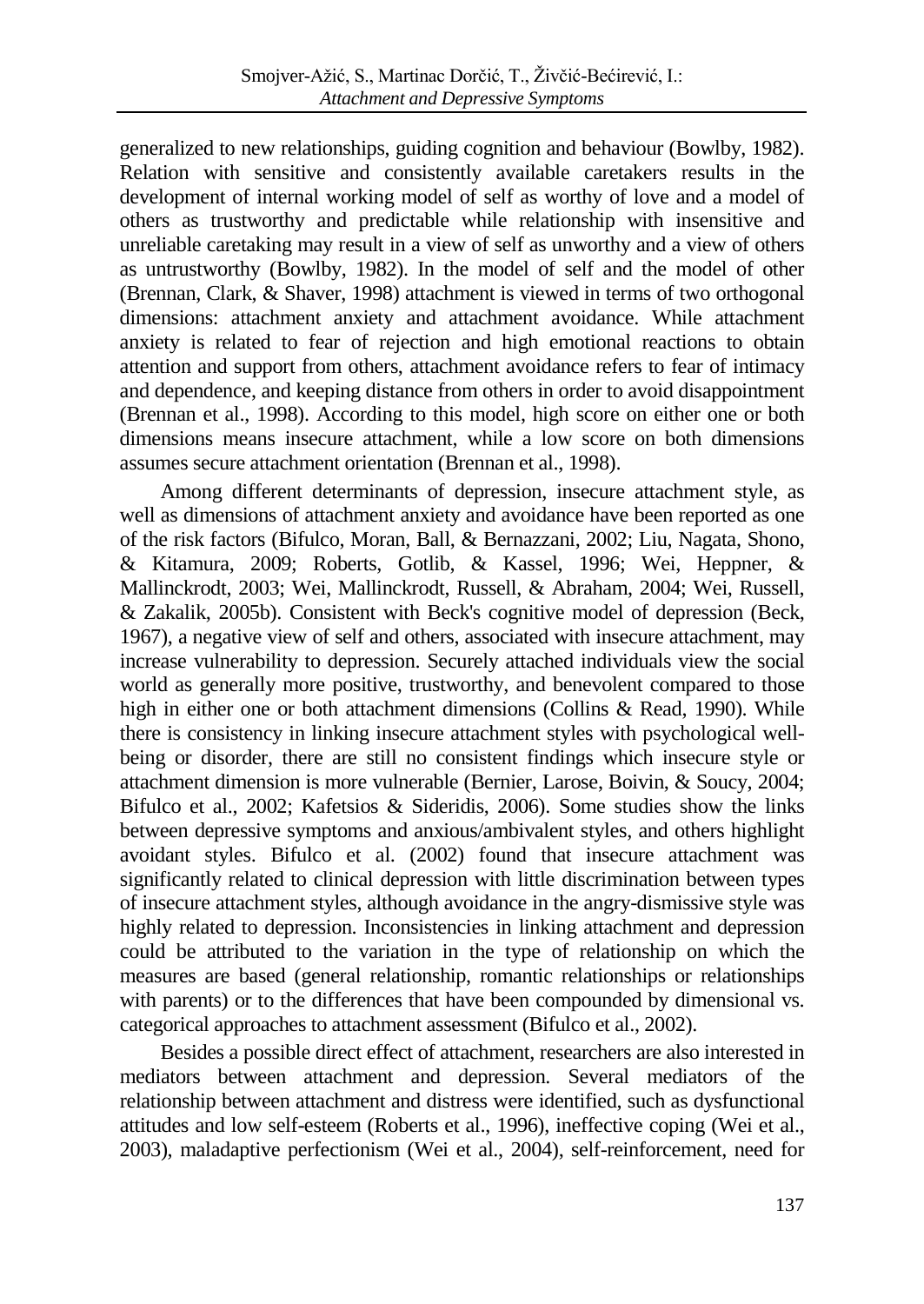generalized to new relationships, guiding cognition and behaviour (Bowlby, 1982). Relation with sensitive and consistently available caretakers results in the development of internal working model of self as worthy of love and a model of others as trustworthy and predictable while relationship with insensitive and unreliable caretaking may result in a view of self as unworthy and a view of others as untrustworthy (Bowlby, 1982). In the model of self and the model of other (Brennan, Clark, & Shaver, 1998) attachment is viewed in terms of two orthogonal dimensions: attachment anxiety and attachment avoidance. While attachment anxiety is related to fear of rejection and high emotional reactions to obtain attention and support from others, attachment avoidance refers to fear of intimacy and dependence, and keeping distance from others in order to avoid disappointment (Brennan et al., 1998). According to this model, high score on either one or both dimensions means insecure attachment, while a low score on both dimensions assumes secure attachment orientation (Brennan et al., 1998).

Among different determinants of depression, insecure attachment style, as well as dimensions of attachment anxiety and avoidance have been reported as one of the risk factors (Bifulco, Moran, Ball, & Bernazzani, 2002; Liu, Nagata, Shono, & Kitamura, 2009; Roberts, Gotlib, & Kassel, 1996; Wei, Heppner, & Mallinckrodt, 2003; Wei, Mallinckrodt, Russell, & Abraham, 2004; Wei, Russell, & Zakalik, 2005b). Consistent with Beck's cognitive model of depression (Beck, 1967), a negative view of self and others, associated with insecure attachment, may increase vulnerability to depression. Securely attached individuals view the social world as generally more positive, trustworthy, and benevolent compared to those high in either one or both attachment dimensions (Collins & Read, 1990). While there is consistency in linking insecure attachment styles with psychological well-being or disorder, there are still no consistent findings which insecure style or attachment dimension is more vulnerable (Bernier, Larose, Boivin, & Soucy, 2004; Bifulco et al., 2002; Kafetsios & Sideridis, 2006). Some studies show the links between depressive symptoms and anxious/ambivalent styles, and others highlight avoidant styles. Bifulco et al. (2002) found that insecure attachment was significantly related to clinical depression with little discrimination between types of insecure attachment styles, although avoidance in the angry-dismissive style was highly related to depression. Inconsistencies in linking attachment and depression could be attributed to the variation in the type of relationship on which the measures are based (general relationship, romantic relationships or relationships with parents) or to the differences that have been compounded by dimensional vs. categorical approaches to attachment assessment (Bifulco et al., 2002).

Besides a possible direct effect of attachment, researchers are also interested in mediators between attachment and depression. Several mediators of the relationship between attachment and distress were identified, such as dysfunctional attitudes and low self-esteem (Roberts et al., 1996), ineffective coping (Wei et al., 2003), maladaptive perfectionism (Wei et al., 2004), self-reinforcement, need for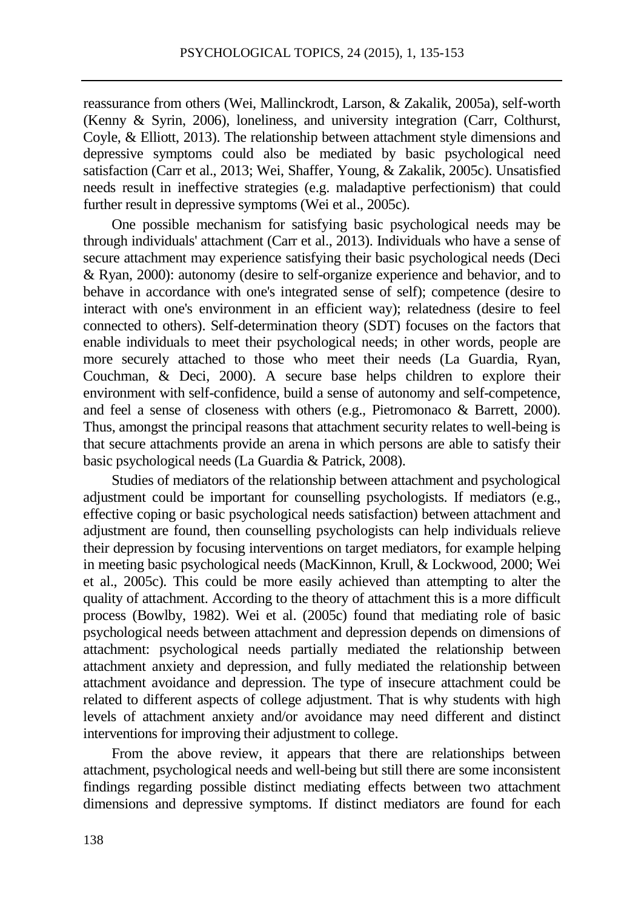reassurance from others (Wei, Mallinckrodt, Larson, & Zakalik, 2005a), self-worth (Kenny & Syrin, 2006), loneliness, and university integration (Carr, Colthurst, Coyle, & Elliott, 2013). The relationship between attachment style dimensions and depressive symptoms could also be mediated by basic psychological need satisfaction (Carr et al., 2013; Wei, Shaffer, Young, & Zakalik, 2005c). Unsatisfied needs result in ineffective strategies (e.g. maladaptive perfectionism) that could further result in depressive symptoms (Wei et al., 2005c).

One possible mechanism for satisfying basic psychological needs may be through individuals' attachment (Carr et al., 2013). Individuals who have a sense of secure attachment may experience satisfying their basic psychological needs (Deci & Ryan, 2000): autonomy (desire to self-organize experience and behavior, and to behave in accordance with one's integrated sense of self); competence (desire to interact with one's environment in an efficient way); relatedness (desire to feel connected to others). Self-determination theory (SDT) focuses on the factors that enable individuals to meet their psychological needs; in other words, people are more securely attached to those who meet their needs (La Guardia, Ryan, Couchman, & Deci, 2000). A secure base helps children to explore their environment with self-confidence, build a sense of autonomy and self-competence, and feel a sense of closeness with others (e.g., Pietromonaco & Barrett, 2000). Thus, amongst the principal reasons that attachment security relates to well-being is that secure attachments provide an arena in which persons are able to satisfy their basic psychological needs (La Guardia & Patrick, 2008).

Studies of mediators of the relationship between attachment and psychological adjustment could be important for counselling psychologists. If mediators (e.g., effective coping or basic psychological needs satisfaction) between attachment and adjustment are found, then counselling psychologists can help individuals relieve their depression by focusing interventions on target mediators, for example helping in meeting basic psychological needs (MacKinnon, Krull, & Lockwood, 2000; Wei et al., 2005c). This could be more easily achieved than attempting to alter the quality of attachment. According to the theory of attachment this is a more difficult process (Bowlby, 1982). Wei et al. (2005c) found that mediating role of basic psychological needs between attachment and depression depends on dimensions of attachment: psychological needs partially mediated the relationship between attachment anxiety and depression, and fully mediated the relationship between attachment avoidance and depression. The type of insecure attachment could be related to different aspects of college adjustment. That is why students with high levels of attachment anxiety and/or avoidance may need different and distinct interventions for improving their adjustment to college.

From the above review, it appears that there are relationships between attachment, psychological needs and well-being but still there are some inconsistent findings regarding possible distinct mediating effects between two attachment dimensions and depressive symptoms. If distinct mediators are found for each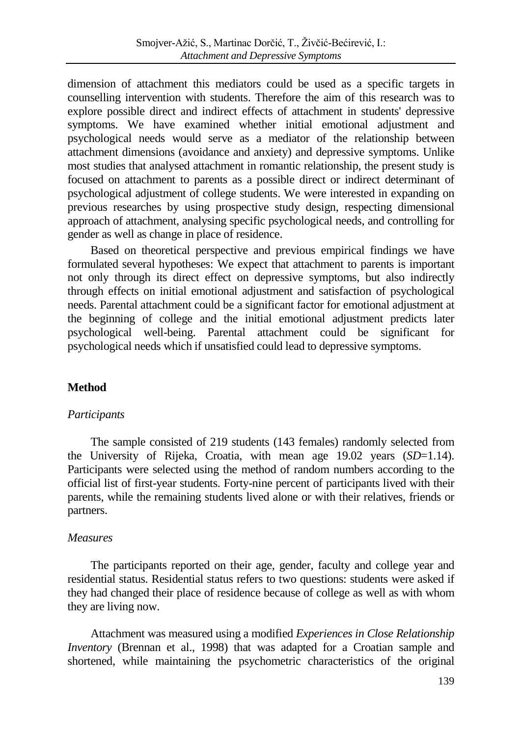dimension of attachment this mediators could be used as a specific targets in counselling intervention with students. Therefore the aim of this research was to explore possible direct and indirect effects of attachment in students' depressive symptoms. We have examined whether initial emotional adjustment and psychological needs would serve as a mediator of the relationship between attachment dimensions (avoidance and anxiety) and depressive symptoms. Unlike most studies that analysed attachment in romantic relationship, the present study is focused on attachment to parents as a possible direct or indirect determinant of psychological adjustment of college students. We were interested in expanding on previous researches by using prospective study design, respecting dimensional approach of attachment, analysing specific psychological needs, and controlling for gender as well as change in place of residence.

Based on theoretical perspective and previous empirical findings we have formulated several hypotheses: We expect that attachment to parents is important not only through its direct effect on depressive symptoms, but also indirectly through effects on initial emotional adjustment and satisfaction of psychological needs. Parental attachment could be a significant factor for emotional adjustment at the beginning of college and the initial emotional adjustment predicts later psychological well-being. Parental attachment could be significant for psychological needs which if unsatisfied could lead to depressive symptoms.

## Method

### *Participants*

The sample consisted of 219 students (143 females) randomly selected from the University of Rijeka, Croatia, with mean age 19.02 years (*SD*=1.14). Participants were selected using the method of random numbers according to the official list of first-year students. Forty-nine percent of participants lived with their parents, while the remaining students lived alone or with their relatives, friends or partners.

### *Measures*

The participants reported on their age, gender, faculty and college year and residential status. Residential status refers to two questions: students were asked if they had changed their place of residence because of college as well as with whom they are living now.

Attachment was measured using a modified *Experiences in Close Relationship Inventory* (Brennan et al., 1998) that was adapted for a Croatian sample and shortened, while maintaining the psychometric characteristics of the original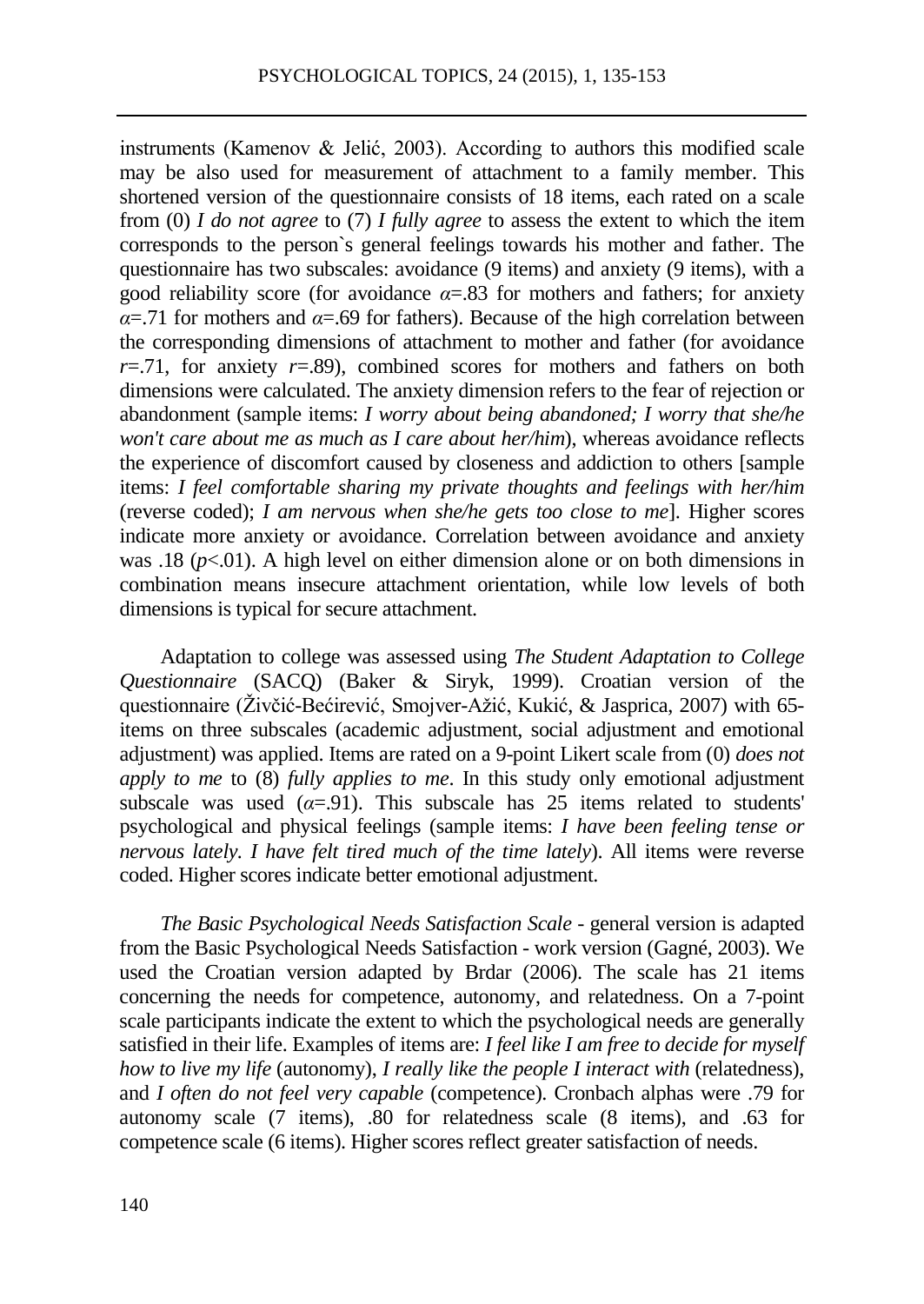instruments (Kamenov & Jelić, 2003). According to authors this modified scale may be also used for measurement of attachment to a family member. This shortened version of the questionnaire consists of 18 items, each rated on a scale from (0) *I do not agree* to (7) *I fully agree* to assess the extent to which the item corresponds to the person`s general feelings towards his mother and father. The questionnaire has two subscales: avoidance (9 items) and anxiety (9 items), with a good reliability score (for avoidance $\alpha$=.83 for mothers and fathers; for anxiety $\alpha$=.71 for mothers and $\alpha$=.69 for fathers). Because of the high correlation between the corresponding dimensions of attachment to mother and father (for avoidance $r$=.71, for anxiety $r$=.89), combined scores for mothers and fathers on both dimensions were calculated. The anxiety dimension refers to the fear of rejection or abandonment (sample items: *I worry about being abandoned; I worry that she/he won't care about me as much as I care about her/him*), whereas avoidance reflects the experience of discomfort caused by closeness and addiction to others [sample items: *I feel comfortable sharing my private thoughts and feelings with her/him* (reverse coded); *I am nervous when she/he gets too close to me*]. Higher scores indicate more anxiety or avoidance. Correlation between avoidance and anxiety was .18 ($p$<.01). A high level on either dimension alone or on both dimensions in combination means insecure attachment orientation, while low levels of both dimensions is typical for secure attachment.

Adaptation to college was assessed using *The Student Adaptation to College Questionnaire* (SACQ) (Baker & Siryk, 1999). Croatian version of the questionnaire (Živčić-Bećirević, Smojver-Ažić, Kukić, & Jasprica, 2007) with 65-items on three subscales (academic adjustment, social adjustment and emotional adjustment) was applied. Items are rated on a 9-point Likert scale from (0) *does not apply to me* to (8) *fully applies to me*. In this study only emotional adjustment subscale was used ($\alpha$=.91). This subscale has 25 items related to students' psychological and physical feelings (sample items: *I have been feeling tense or nervous lately. I have felt tired much of the time lately*). All items were reverse coded. Higher scores indicate better emotional adjustment.

*The Basic Psychological Needs Satisfaction Scale* - general version is adapted from the Basic Psychological Needs Satisfaction - work version (Gagné, 2003). We used the Croatian version adapted by Brdar (2006). The scale has 21 items concerning the needs for competence, autonomy, and relatedness. On a 7-point scale participants indicate the extent to which the psychological needs are generally satisfied in their life. Examples of items are: *I feel like I am free to decide for myself how to live my life* (autonomy), *I really like the people I interact with* (relatedness), and *I often do not feel very capable* (competence). Cronbach alphas were .79 for autonomy scale (7 items), .80 for relatedness scale (8 items), and .63 for competence scale (6 items). Higher scores reflect greater satisfaction of needs.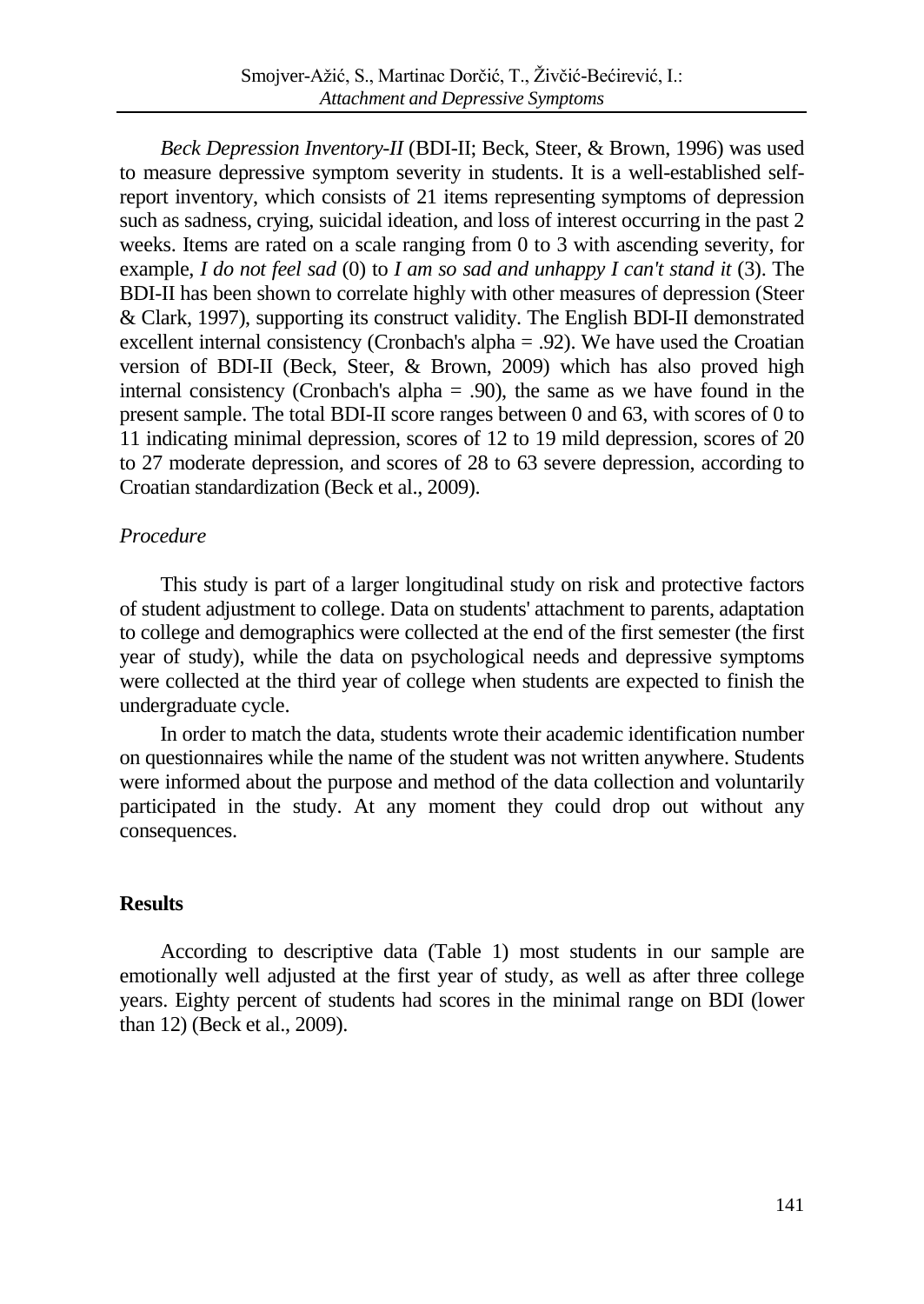*Beck Depression Inventory-II* (BDI-II; Beck, Steer, & Brown, 1996) was used to measure depressive symptom severity in students. It is a well-established self-report inventory, which consists of 21 items representing symptoms of depression such as sadness, crying, suicidal ideation, and loss of interest occurring in the past 2 weeks. Items are rated on a scale ranging from 0 to 3 with ascending severity, for example, *I do not feel sad* (0) to *I am so sad and unhappy I can't stand it* (3). The BDI-II has been shown to correlate highly with other measures of depression (Steer & Clark, 1997), supporting its construct validity. The English BDI-II demonstrated excellent internal consistency (Cronbach's alpha = .92). We have used the Croatian version of BDI-II (Beck, Steer, & Brown, 2009) which has also proved high internal consistency (Cronbach's alpha = .90), the same as we have found in the present sample. The total BDI-II score ranges between 0 and 63, with scores of 0 to 11 indicating minimal depression, scores of 12 to 19 mild depression, scores of 20 to 27 moderate depression, and scores of 28 to 63 severe depression, according to Croatian standardization (Beck et al., 2009).

*Procedure*

This study is part of a larger longitudinal study on risk and protective factors of student adjustment to college. Data on students' attachment to parents, adaptation to college and demographics were collected at the end of the first semester (the first year of study), while the data on psychological needs and depressive symptoms were collected at the third year of college when students are expected to finish the undergraduate cycle.

In order to match the data, students wrote their academic identification number on questionnaires while the name of the student was not written anywhere. Students were informed about the purpose and method of the data collection and voluntarily participated in the study. At any moment they could drop out without any consequences.

## Results

According to descriptive data (Table 1) most students in our sample are emotionally well adjusted at the first year of study, as well as after three college years. Eighty percent of students had scores in the minimal range on BDI (lower than 12) (Beck et al., 2009).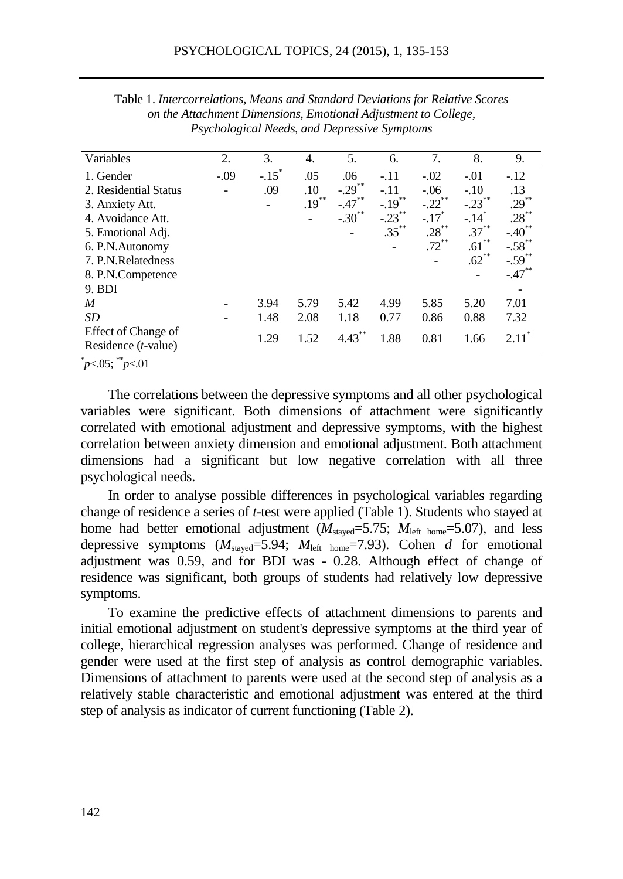Table 1. *Intercorrelations, Means and Standard Deviations for Relative Scores on the Attachment Dimensions, Emotional Adjustment to College, Psychological Needs, and Depressive Symptoms*

| Variables | 2. | 3. | 4. | 5. | 6. | 7. | 8. | 9. |
|---|---|---|---|---|---|---|---|---|
| 1. Gender | -.09 | -.15$^{*}$ | .05 | .06 | -.11 | -.02 | -.01 | -.12 |
| 2. Residential Status | - | .09 | .10 | -.29$^{**}$ | -.11 | -.06 | -.10 | .13 |
| 3. Anxiety Att. | | - | .19$^{**}$ | -.47$^{**}$ | -.19$^{**}$ | -.22$^{**}$ | -.23$^{**}$ | .29$^{**}$ |
| 4. Avoidance Att. | | | - | -.30$^{**}$ | -.23$^{**}$ | -.17$^{*}$ | -.14$^{*}$ | .28$^{**}$ |
| 5. Emotional Adj. | | | | - | .35$^{**}$ | .28$^{**}$ | .37$^{**}$ | -.40$^{**}$ |
| 6. P.N.Autonomy | | | | | - | .72$^{**}$ | .61$^{**}$ | -.58$^{**}$ |
| 7. P.N.Relatedness | | | | | | - | .62$^{**}$ | -.59$^{**}$ |
| 8. P.N.Competence | | | | | | | - | -.47$^{**}$ |
| 9. BDI | | | | | | | | - |
| *M* | - | 3.94 | 5.79 | 5.42 | 4.99 | 5.85 | 5.20 | 7.01 |
| *SD* | - | 1.48 | 2.08 | 1.18 | 0.77 | 0.86 | 0.88 | 7.32 |
| Effect of Change of Residence (*t*-value) | | 1.29 | 1.52 | 4.43$^{**}$ | 1.88 | 0.81 | 1.66 | 2.11$^{*}$ |

$^{*}p$<.05; $^{**}p$<.01

The correlations between the depressive symptoms and all other psychological variables were significant. Both dimensions of attachment were significantly correlated with emotional adjustment and depressive symptoms, with the highest correlation between anxiety dimension and emotional adjustment. Both attachment dimensions had a significant but low negative correlation with all three psychological needs.

In order to analyse possible differences in psychological variables regarding change of residence a series of *t*-test were applied (Table 1). Students who stayed at home had better emotional adjustment ($M_{\text{stayed}}$=5.75; $M_{\text{left home}}$=5.07), and less depressive symptoms ($M_{\text{stayed}}$=5.94; $M_{\text{left home}}$=7.93). Cohen *d* for emotional adjustment was 0.59, and for BDI was - 0.28. Although effect of change of residence was significant, both groups of students had relatively low depressive symptoms.

To examine the predictive effects of attachment dimensions to parents and initial emotional adjustment on student's depressive symptoms at the third year of college, hierarchical regression analyses was performed. Change of residence and gender were used at the first step of analysis as control demographic variables. Dimensions of attachment to parents were used at the second step of analysis as a relatively stable characteristic and emotional adjustment was entered at the third step of analysis as indicator of current functioning (Table 2).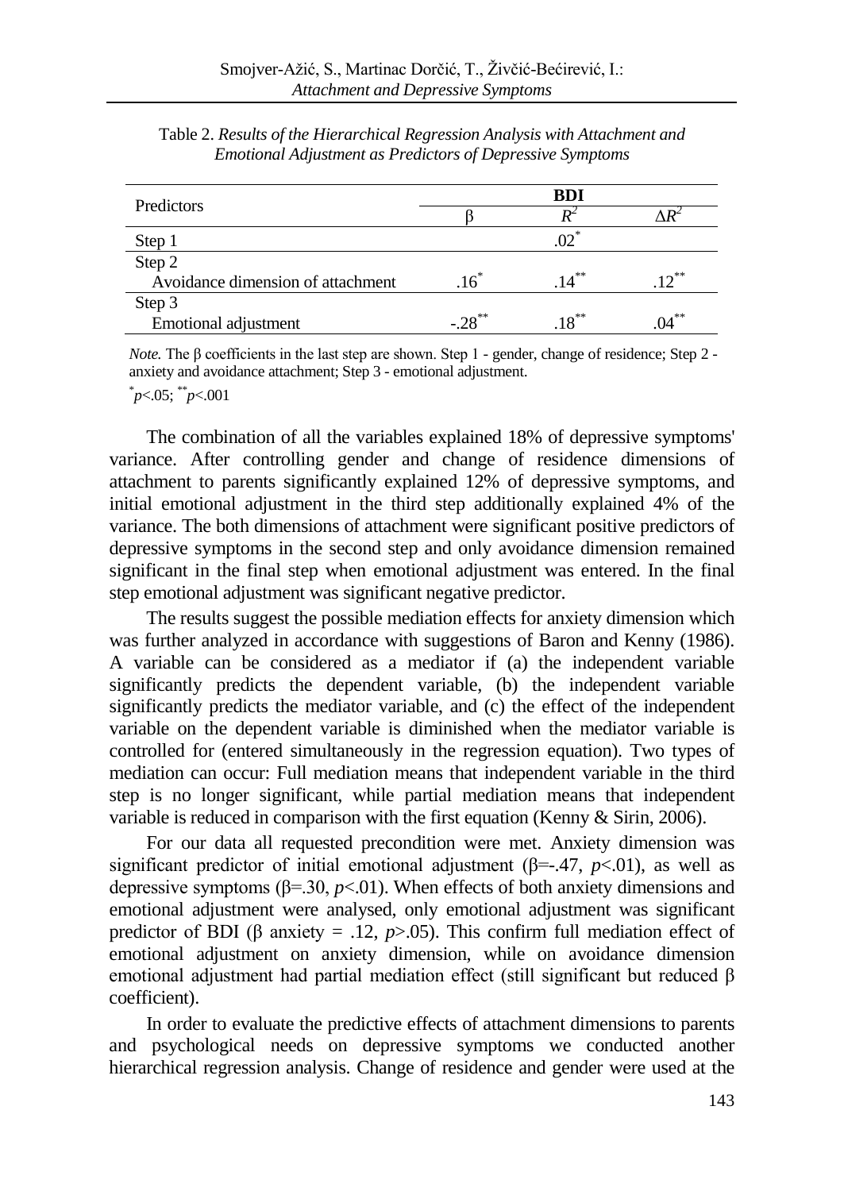Table 2. *Results of the Hierarchical Regression Analysis with Attachment and Emotional Adjustment as Predictors of Depressive Symptoms*

| Predictors | BDI | | |
|---|---|---|---|
| | β | $R^2$ | $\Delta R^2$ |
| Step 1 | | $.02^{*}$ | |
| Step 2 | | | |
| Avoidance dimension of attachment | $.16^{*}$ | $.14^{**}$ | $.12^{**}$ |
| Step 3 | | | |
| Emotional adjustment | $-.28^{**}$ | $.18^{**}$ | $.04^{**}$ |

*Note.* The β coefficients in the last step are shown. Step 1 - gender, change of residence; Step 2 - anxiety and avoidance attachment; Step 3 - emotional adjustment.

$^{*}p<.05$; $^{**}p<.001$

The combination of all the variables explained 18% of depressive symptoms' variance. After controlling gender and change of residence dimensions of attachment to parents significantly explained 12% of depressive symptoms, and initial emotional adjustment in the third step additionally explained 4% of the variance. The both dimensions of attachment were significant positive predictors of depressive symptoms in the second step and only avoidance dimension remained significant in the final step when emotional adjustment was entered. In the final step emotional adjustment was significant negative predictor.

The results suggest the possible mediation effects for anxiety dimension which was further analyzed in accordance with suggestions of Baron and Kenny (1986). A variable can be considered as a mediator if (a) the independent variable significantly predicts the dependent variable, (b) the independent variable significantly predicts the mediator variable, and (c) the effect of the independent variable on the dependent variable is diminished when the mediator variable is controlled for (entered simultaneously in the regression equation). Two types of mediation can occur: Full mediation means that independent variable in the third step is no longer significant, while partial mediation means that independent variable is reduced in comparison with the first equation (Kenny & Sirin, 2006).

For our data all requested precondition were met. Anxiety dimension was significant predictor of initial emotional adjustment (β=-.47, $p<.01$), as well as depressive symptoms (β=.30, $p<.01$). When effects of both anxiety dimensions and emotional adjustment were analysed, only emotional adjustment was significant predictor of BDI (β anxiety = .12, $p>.05$). This confirm full mediation effect of emotional adjustment on anxiety dimension, while on avoidance dimension emotional adjustment had partial mediation effect (still significant but reduced β coefficient).

In order to evaluate the predictive effects of attachment dimensions to parents and psychological needs on depressive symptoms we conducted another hierarchical regression analysis. Change of residence and gender were used at the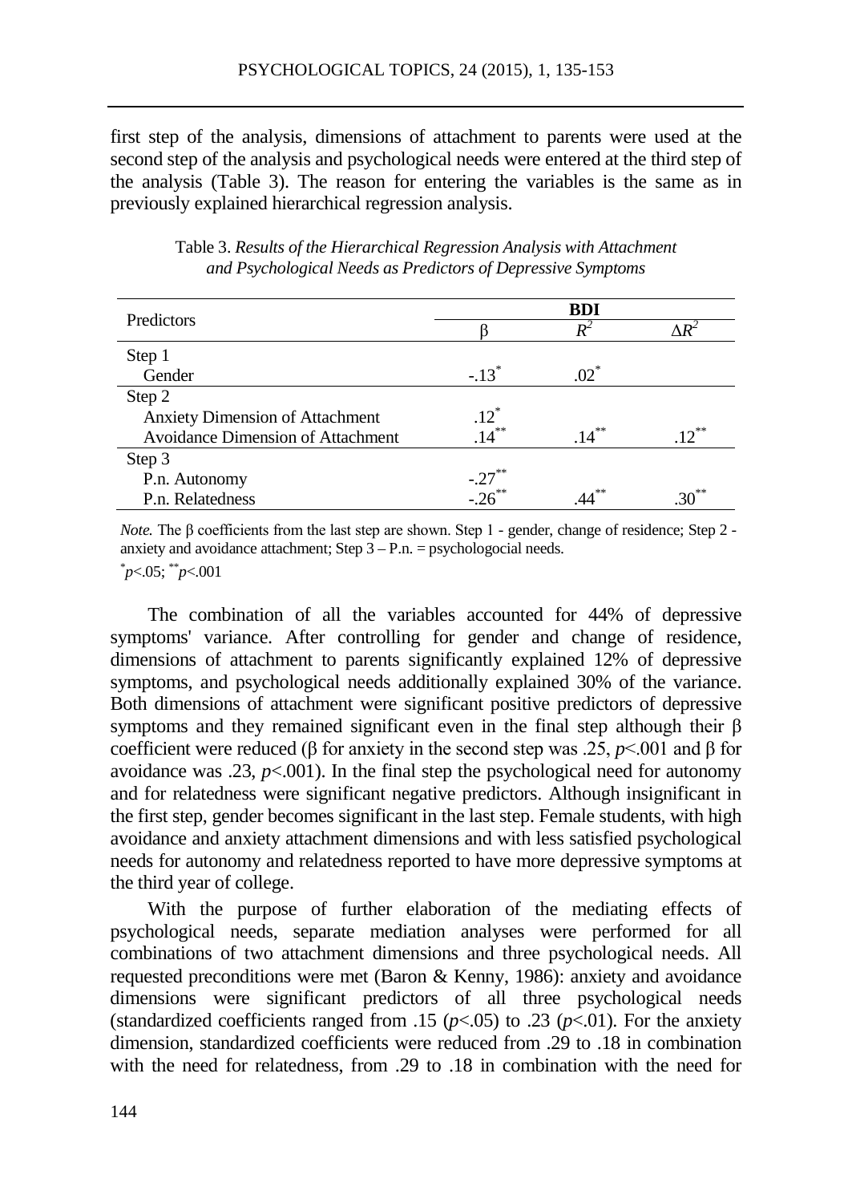first step of the analysis, dimensions of attachment to parents were used at the second step of the analysis and psychological needs were entered at the third step of the analysis (Table 3). The reason for entering the variables is the same as in previously explained hierarchical regression analysis.

Table 3. *Results of the Hierarchical Regression Analysis with Attachment and Psychological Needs as Predictors of Depressive Symptoms*

| Predictors | BDI | | |
|---|---|---|---|
| | β | $R^2$ | $\Delta R^2$ |
| Step 1 | | | |
| Gender | -.13* | .02* | |
| Step 2 | | | |
| Anxiety Dimension of Attachment | .12* | | |
| Avoidance Dimension of Attachment | .14** | .14** | .12** |
| Step 3 | | | |
| P.n. Autonomy | -.27** | | |
| P.n. Relatedness | -.26** | .44** | .30** |

*Note.* The β coefficients from the last step are shown. Step 1 - gender, change of residence; Step 2 - anxiety and avoidance attachment; Step 3 – P.n. = psychologocial needs.

*$p<.05$; **$p<.001$

The combination of all the variables accounted for 44% of depressive symptoms' variance. After controlling for gender and change of residence, dimensions of attachment to parents significantly explained 12% of depressive symptoms, and psychological needs additionally explained 30% of the variance. Both dimensions of attachment were significant positive predictors of depressive symptoms and they remained significant even in the final step although their β coefficient were reduced (β for anxiety in the second step was .25, $p<.001$ and β for avoidance was .23, $p<.001$). In the final step the psychological need for autonomy and for relatedness were significant negative predictors. Although insignificant in the first step, gender becomes significant in the last step. Female students, with high avoidance and anxiety attachment dimensions and with less satisfied psychological needs for autonomy and relatedness reported to have more depressive symptoms at the third year of college.

With the purpose of further elaboration of the mediating effects of psychological needs, separate mediation analyses were performed for all combinations of two attachment dimensions and three psychological needs. All requested preconditions were met (Baron & Kenny, 1986): anxiety and avoidance dimensions were significant predictors of all three psychological needs (standardized coefficients ranged from .15 ($p<.05$) to .23 ($p<.01$). For the anxiety dimension, standardized coefficients were reduced from .29 to .18 in combination with the need for relatedness, from .29 to .18 in combination with the need for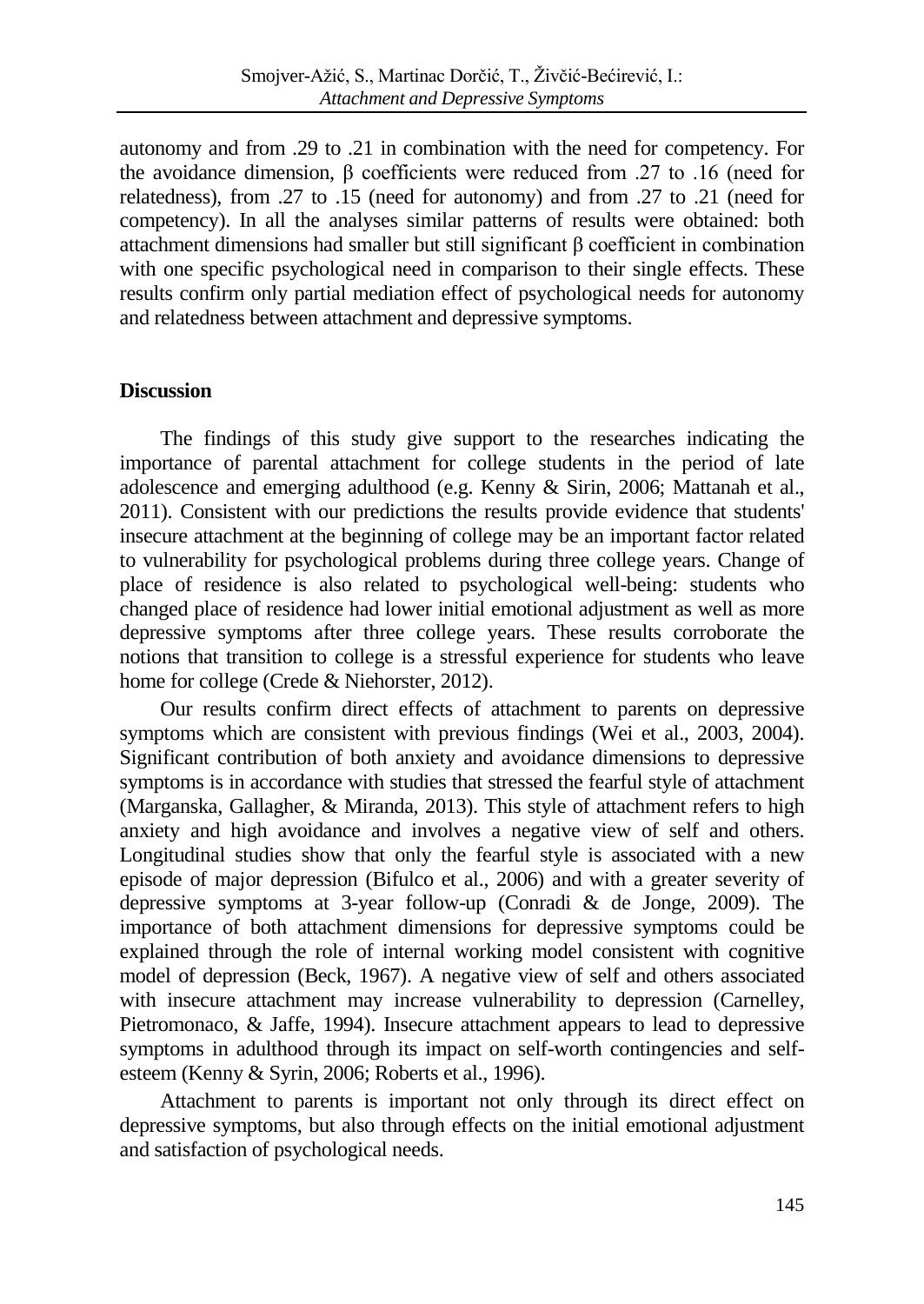autonomy and from .29 to .21 in combination with the need for competency. For the avoidance dimension, β coefficients were reduced from .27 to .16 (need for relatedness), from .27 to .15 (need for autonomy) and from .27 to .21 (need for competency). In all the analyses similar patterns of results were obtained: both attachment dimensions had smaller but still significant β coefficient in combination with one specific psychological need in comparison to their single effects. These results confirm only partial mediation effect of psychological needs for autonomy and relatedness between attachment and depressive symptoms.

## Discussion

The findings of this study give support to the researches indicating the importance of parental attachment for college students in the period of late adolescence and emerging adulthood (e.g. Kenny & Sirin, 2006; Mattanah et al., 2011). Consistent with our predictions the results provide evidence that students' insecure attachment at the beginning of college may be an important factor related to vulnerability for psychological problems during three college years. Change of place of residence is also related to psychological well-being: students who changed place of residence had lower initial emotional adjustment as well as more depressive symptoms after three college years. These results corroborate the notions that transition to college is a stressful experience for students who leave home for college (Crede & Niehorster, 2012).

Our results confirm direct effects of attachment to parents on depressive symptoms which are consistent with previous findings (Wei et al., 2003, 2004). Significant contribution of both anxiety and avoidance dimensions to depressive symptoms is in accordance with studies that stressed the fearful style of attachment (Marganska, Gallagher, & Miranda, 2013). This style of attachment refers to high anxiety and high avoidance and involves a negative view of self and others. Longitudinal studies show that only the fearful style is associated with a new episode of major depression (Bifulco et al., 2006) and with a greater severity of depressive symptoms at 3-year follow-up (Conradi & de Jonge, 2009). The importance of both attachment dimensions for depressive symptoms could be explained through the role of internal working model consistent with cognitive model of depression (Beck, 1967). A negative view of self and others associated with insecure attachment may increase vulnerability to depression (Carnelley, Pietromonaco, & Jaffe, 1994). Insecure attachment appears to lead to depressive symptoms in adulthood through its impact on self-worth contingencies and self-esteem (Kenny & Syrin, 2006; Roberts et al., 1996).

Attachment to parents is important not only through its direct effect on depressive symptoms, but also through effects on the initial emotional adjustment and satisfaction of psychological needs.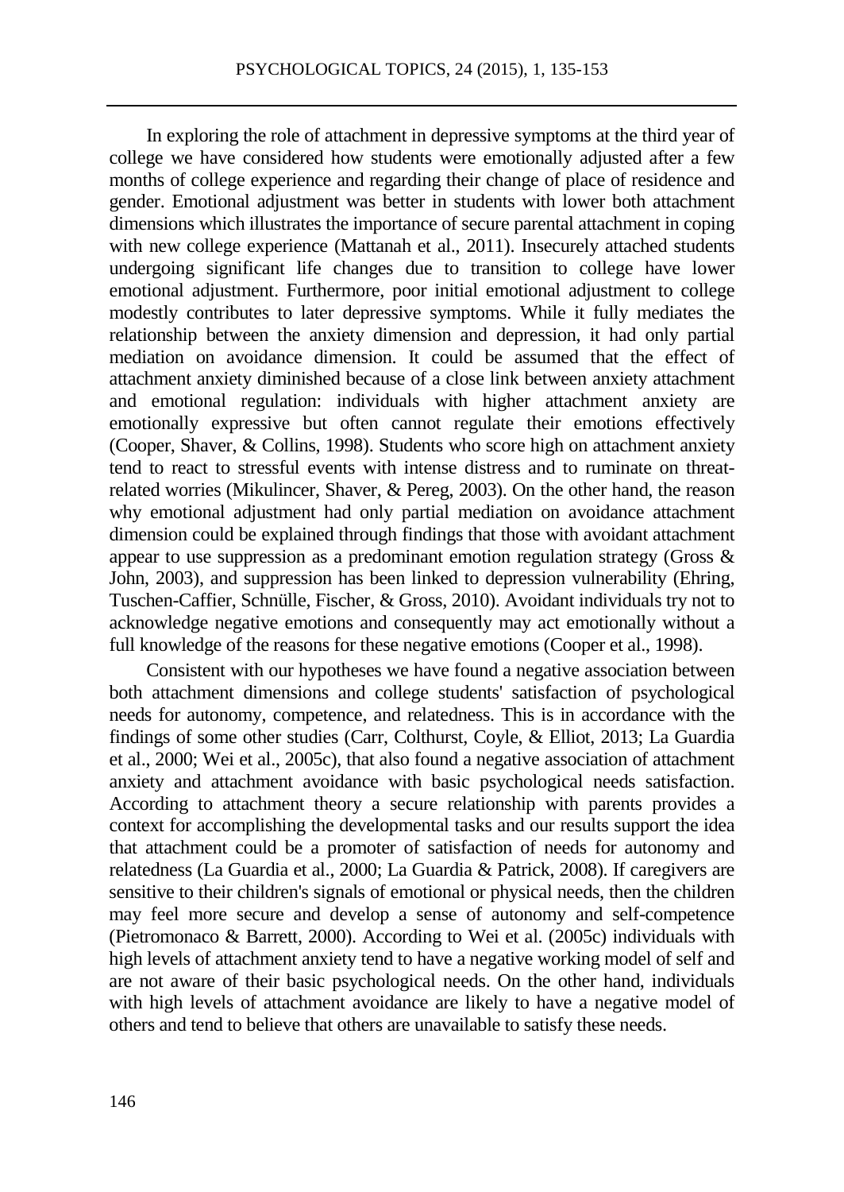In exploring the role of attachment in depressive symptoms at the third year of college we have considered how students were emotionally adjusted after a few months of college experience and regarding their change of place of residence and gender. Emotional adjustment was better in students with lower both attachment dimensions which illustrates the importance of secure parental attachment in coping with new college experience (Mattanah et al., 2011). Insecurely attached students undergoing significant life changes due to transition to college have lower emotional adjustment. Furthermore, poor initial emotional adjustment to college modestly contributes to later depressive symptoms. While it fully mediates the relationship between the anxiety dimension and depression, it had only partial mediation on avoidance dimension. It could be assumed that the effect of attachment anxiety diminished because of a close link between anxiety attachment and emotional regulation: individuals with higher attachment anxiety are emotionally expressive but often cannot regulate their emotions effectively (Cooper, Shaver, & Collins, 1998). Students who score high on attachment anxiety tend to react to stressful events with intense distress and to ruminate on threat-related worries (Mikulincer, Shaver, & Pereg, 2003). On the other hand, the reason why emotional adjustment had only partial mediation on avoidance attachment dimension could be explained through findings that those with avoidant attachment appear to use suppression as a predominant emotion regulation strategy (Gross & John, 2003), and suppression has been linked to depression vulnerability (Ehring, Tuschen-Caffier, Schnülle, Fischer, & Gross, 2010). Avoidant individuals try not to acknowledge negative emotions and consequently may act emotionally without a full knowledge of the reasons for these negative emotions (Cooper et al., 1998).

Consistent with our hypotheses we have found a negative association between both attachment dimensions and college students' satisfaction of psychological needs for autonomy, competence, and relatedness. This is in accordance with the findings of some other studies (Carr, Colthurst, Coyle, & Elliot, 2013; La Guardia et al., 2000; Wei et al., 2005c), that also found a negative association of attachment anxiety and attachment avoidance with basic psychological needs satisfaction. According to attachment theory a secure relationship with parents provides a context for accomplishing the developmental tasks and our results support the idea that attachment could be a promoter of satisfaction of needs for autonomy and relatedness (La Guardia et al., 2000; La Guardia & Patrick, 2008). If caregivers are sensitive to their children's signals of emotional or physical needs, then the children may feel more secure and develop a sense of autonomy and self-competence (Pietromonaco & Barrett, 2000). According to Wei et al. (2005c) individuals with high levels of attachment anxiety tend to have a negative working model of self and are not aware of their basic psychological needs. On the other hand, individuals with high levels of attachment avoidance are likely to have a negative model of others and tend to believe that others are unavailable to satisfy these needs.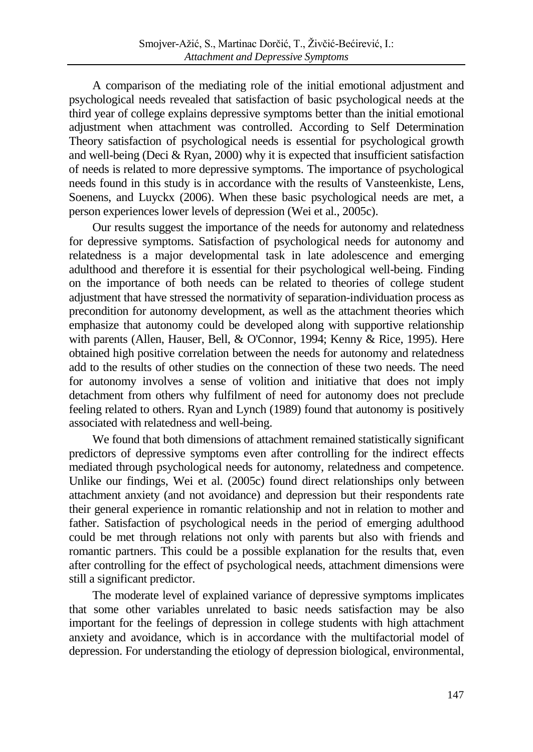A comparison of the mediating role of the initial emotional adjustment and psychological needs revealed that satisfaction of basic psychological needs at the third year of college explains depressive symptoms better than the initial emotional adjustment when attachment was controlled. According to Self Determination Theory satisfaction of psychological needs is essential for psychological growth and well-being (Deci & Ryan, 2000) why it is expected that insufficient satisfaction of needs is related to more depressive symptoms. The importance of psychological needs found in this study is in accordance with the results of Vansteenkiste, Lens, Soenens, and Luyckx (2006). When these basic psychological needs are met, a person experiences lower levels of depression (Wei et al., 2005c).

Our results suggest the importance of the needs for autonomy and relatedness for depressive symptoms. Satisfaction of psychological needs for autonomy and relatedness is a major developmental task in late adolescence and emerging adulthood and therefore it is essential for their psychological well-being. Finding on the importance of both needs can be related to theories of college student adjustment that have stressed the normativity of separation-individuation process as precondition for autonomy development, as well as the attachment theories which emphasize that autonomy could be developed along with supportive relationship with parents (Allen, Hauser, Bell, & O'Connor, 1994; Kenny & Rice, 1995). Here obtained high positive correlation between the needs for autonomy and relatedness add to the results of other studies on the connection of these two needs. The need for autonomy involves a sense of volition and initiative that does not imply detachment from others why fulfilment of need for autonomy does not preclude feeling related to others. Ryan and Lynch (1989) found that autonomy is positively associated with relatedness and well-being.

We found that both dimensions of attachment remained statistically significant predictors of depressive symptoms even after controlling for the indirect effects mediated through psychological needs for autonomy, relatedness and competence. Unlike our findings, Wei et al. (2005c) found direct relationships only between attachment anxiety (and not avoidance) and depression but their respondents rate their general experience in romantic relationship and not in relation to mother and father. Satisfaction of psychological needs in the period of emerging adulthood could be met through relations not only with parents but also with friends and romantic partners. This could be a possible explanation for the results that, even after controlling for the effect of psychological needs, attachment dimensions were still a significant predictor.

The moderate level of explained variance of depressive symptoms implicates that some other variables unrelated to basic needs satisfaction may be also important for the feelings of depression in college students with high attachment anxiety and avoidance, which is in accordance with the multifactorial model of depression. For understanding the etiology of depression biological, environmental,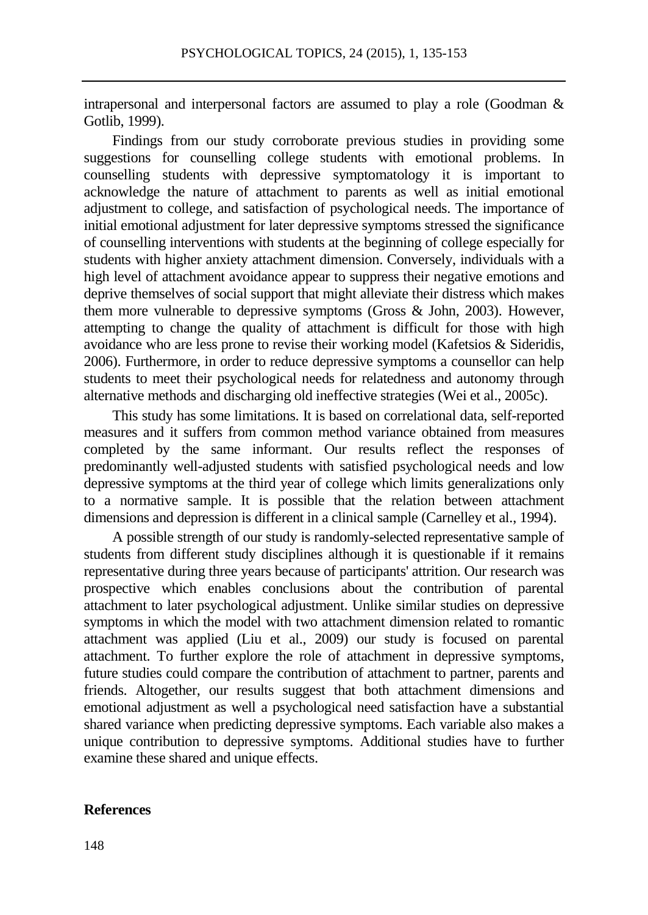intrapersonal and interpersonal factors are assumed to play a role (Goodman & Gotlib, 1999).

Findings from our study corroborate previous studies in providing some suggestions for counselling college students with emotional problems. In counselling students with depressive symptomatology it is important to acknowledge the nature of attachment to parents as well as initial emotional adjustment to college, and satisfaction of psychological needs. The importance of initial emotional adjustment for later depressive symptoms stressed the significance of counselling interventions with students at the beginning of college especially for students with higher anxiety attachment dimension. Conversely, individuals with a high level of attachment avoidance appear to suppress their negative emotions and deprive themselves of social support that might alleviate their distress which makes them more vulnerable to depressive symptoms (Gross & John, 2003). However, attempting to change the quality of attachment is difficult for those with high avoidance who are less prone to revise their working model (Kafetsios & Sideridis, 2006). Furthermore, in order to reduce depressive symptoms a counsellor can help students to meet their psychological needs for relatedness and autonomy through alternative methods and discharging old ineffective strategies (Wei et al., 2005c).

This study has some limitations. It is based on correlational data, self-reported measures and it suffers from common method variance obtained from measures completed by the same informant. Our results reflect the responses of predominantly well-adjusted students with satisfied psychological needs and low depressive symptoms at the third year of college which limits generalizations only to a normative sample. It is possible that the relation between attachment dimensions and depression is different in a clinical sample (Carnelley et al., 1994).

A possible strength of our study is randomly-selected representative sample of students from different study disciplines although it is questionable if it remains representative during three years because of participants' attrition. Our research was prospective which enables conclusions about the contribution of parental attachment to later psychological adjustment. Unlike similar studies on depressive symptoms in which the model with two attachment dimension related to romantic attachment was applied (Liu et al., 2009) our study is focused on parental attachment. To further explore the role of attachment in depressive symptoms, future studies could compare the contribution of attachment to partner, parents and friends. Altogether, our results suggest that both attachment dimensions and emotional adjustment as well a psychological need satisfaction have a substantial shared variance when predicting depressive symptoms. Each variable also makes a unique contribution to depressive symptoms. Additional studies have to further examine these shared and unique effects.

## References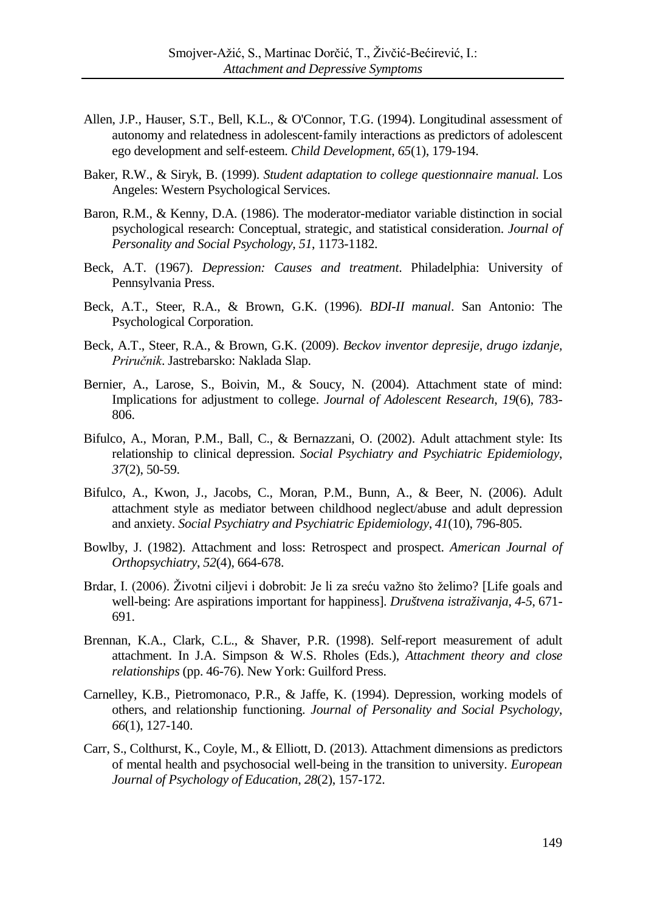Allen, J.P., Hauser, S.T., Bell, K.L., & O'Connor, T.G. (1994). Longitudinal assessment of autonomy and relatedness in adolescent-family interactions as predictors of adolescent ego development and self-esteem. *Child Development*, *65*(1), 179-194.

Baker, R.W., & Siryk, B. (1999). *Student adaptation to college questionnaire manual*. Los Angeles: Western Psychological Services.

Baron, R.M., & Kenny, D.A. (1986). The moderator-mediator variable distinction in social psychological research: Conceptual, strategic, and statistical consideration. *Journal of Personality and Social Psychology, 51*, 1173-1182.

Beck, A.T. (1967). *Depression: Causes and treatment*. Philadelphia: University of Pennsylvania Press.

Beck, A.T., Steer, R.A., & Brown, G.K. (1996). *BDI-II manual*. San Antonio: The Psychological Corporation.

Beck, A.T., Steer, R.A., & Brown, G.K. (2009). *Beckov inventor depresije, drugo izdanje, Priručnik*. Jastrebarsko: Naklada Slap.

Bernier, A., Larose, S., Boivin, M., & Soucy, N. (2004). Attachment state of mind: Implications for adjustment to college. *Journal of Adolescent Research*, *19*(6), 783-806.

Bifulco, A., Moran, P.M., Ball, C., & Bernazzani, O. (2002). Adult attachment style: Its relationship to clinical depression. *Social Psychiatry and Psychiatric Epidemiology*, *37*(2), 50-59.

Bifulco, A., Kwon, J., Jacobs, C., Moran, P.M., Bunn, A., & Beer, N. (2006). Adult attachment style as mediator between childhood neglect/abuse and adult depression and anxiety. *Social Psychiatry and Psychiatric Epidemiology*, *41*(10), 796-805.

Bowlby, J. (1982). Attachment and loss: Retrospect and prospect. *American Journal of Orthopsychiatry*, *52*(4), 664-678.

Brdar, I. (2006). Životni ciljevi i dobrobit: Je li za sreću važno što želimo? [Life goals and well-being: Are aspirations important for happiness]. *Društvena istraživanja*, *4-5*, 671-691.

Brennan, K.A., Clark, C.L., & Shaver, P.R. (1998). Self-report measurement of adult attachment. In J.A. Simpson & W.S. Rholes (Eds.), *Attachment theory and close relationships* (pp. 46-76). New York: Guilford Press.

Carnelley, K.B., Pietromonaco, P.R., & Jaffe, K. (1994). Depression, working models of others, and relationship functioning. *Journal of Personality and Social Psychology*, *66*(1), 127-140.

Carr, S., Colthurst, K., Coyle, M., & Elliott, D. (2013). Attachment dimensions as predictors of mental health and psychosocial well-being in the transition to university. *European Journal of Psychology of Education*, *28*(2), 157-172.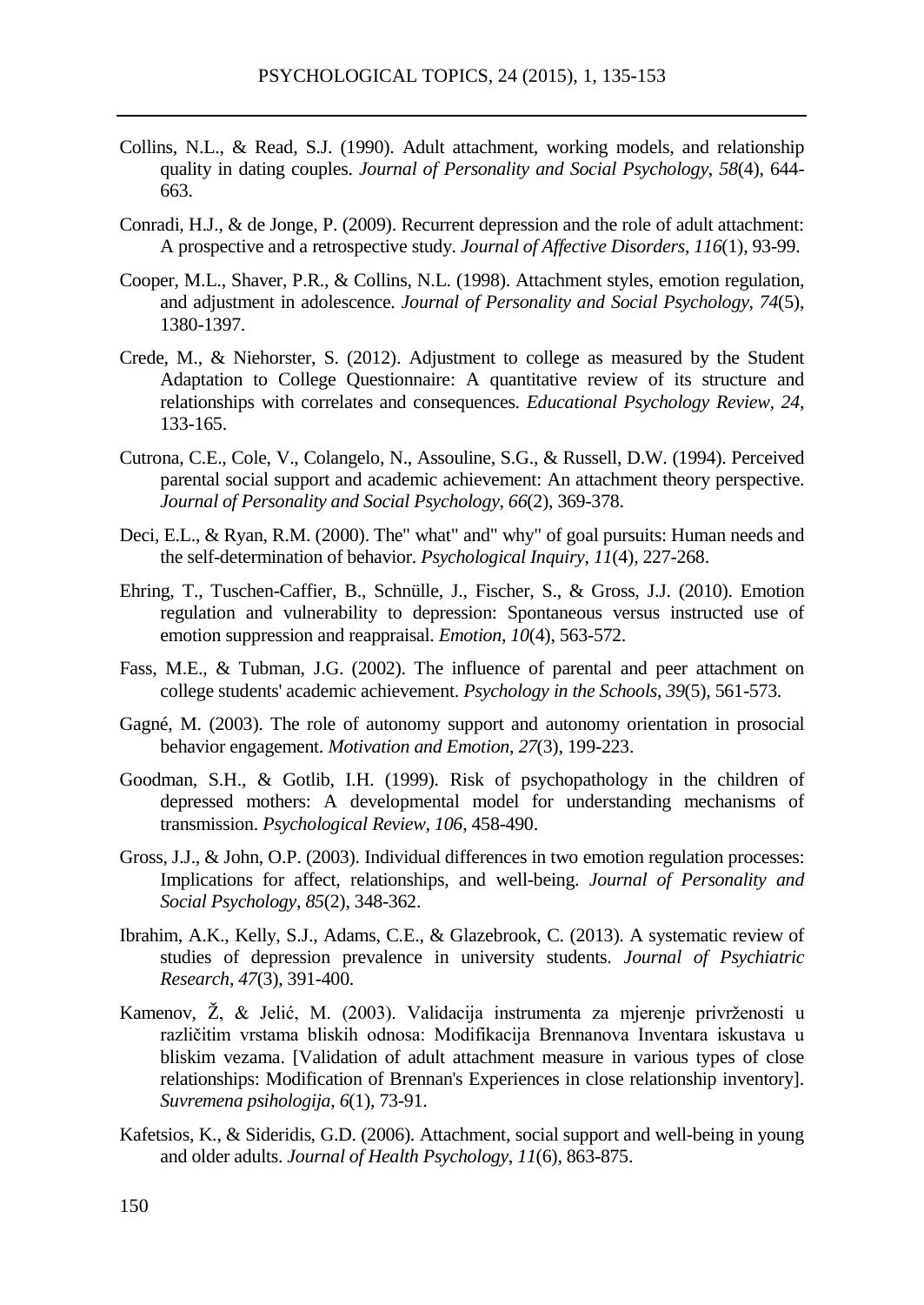Collins, N.L., & Read, S.J. (1990). Adult attachment, working models, and relationship quality in dating couples. *Journal of Personality and Social Psychology*, *58*(4), 644-663.

Conradi, H.J., & de Jonge, P. (2009). Recurrent depression and the role of adult attachment: A prospective and a retrospective study. *Journal of Affective Disorders*, *116*(1), 93-99.

Cooper, M.L., Shaver, P.R., & Collins, N.L. (1998). Attachment styles, emotion regulation, and adjustment in adolescence. *Journal of Personality and Social Psychology*, *74*(5), 1380-1397.

Crede, M., & Niehorster, S. (2012). Adjustment to college as measured by the Student Adaptation to College Questionnaire: A quantitative review of its structure and relationships with correlates and consequences. *Educational Psychology Review*, *24*, 133-165.

Cutrona, C.E., Cole, V., Colangelo, N., Assouline, S.G., & Russell, D.W. (1994). Perceived parental social support and academic achievement: An attachment theory perspective. *Journal of Personality and Social Psychology*, *66*(2), 369-378.

Deci, E.L., & Ryan, R.M. (2000). The" what" and" why" of goal pursuits: Human needs and the self-determination of behavior. *Psychological Inquiry*, *11*(4), 227-268.

Ehring, T., Tuschen-Caffier, B., Schnülle, J., Fischer, S., & Gross, J.J. (2010). Emotion regulation and vulnerability to depression: Spontaneous versus instructed use of emotion suppression and reappraisal. *Emotion*, *10*(4), 563-572.

Fass, M.E., & Tubman, J.G. (2002). The influence of parental and peer attachment on college students' academic achievement. *Psychology in the Schools*, *39*(5), 561-573.

Gagné, M. (2003). The role of autonomy support and autonomy orientation in prosocial behavior engagement. *Motivation and Emotion*, *27*(3), 199-223.

Goodman, S.H., & Gotlib, I.H. (1999). Risk of psychopathology in the children of depressed mothers: A developmental model for understanding mechanisms of transmission. *Psychological Review*, *106*, 458-490.

Gross, J.J., & John, O.P. (2003). Individual differences in two emotion regulation processes: Implications for affect, relationships, and well-being. *Journal of Personality and Social Psychology*, *85*(2), 348-362.

Ibrahim, A.K., Kelly, S.J., Adams, C.E., & Glazebrook, C. (2013). A systematic review of studies of depression prevalence in university students. *Journal of Psychiatric Research*, *47*(3), 391-400.

Kamenov, Ž., & Jelić, M. (2003). Validacija instrumenta za mjerenje privrženosti u različitim vrstama bliskih odnosa: Modifikacija Brennanova Inventara iskustava u bliskim vezama. [Validation of adult attachment measure in various types of close relationships: Modification of Brennan's Experiences in close relationship inventory]. *Suvremena psihologija*, *6*(1), 73-91.

Kafetsios, K., & Sideridis, G.D. (2006). Attachment, social support and well-being in young and older adults. *Journal of Health Psychology*, *11*(6), 863-875.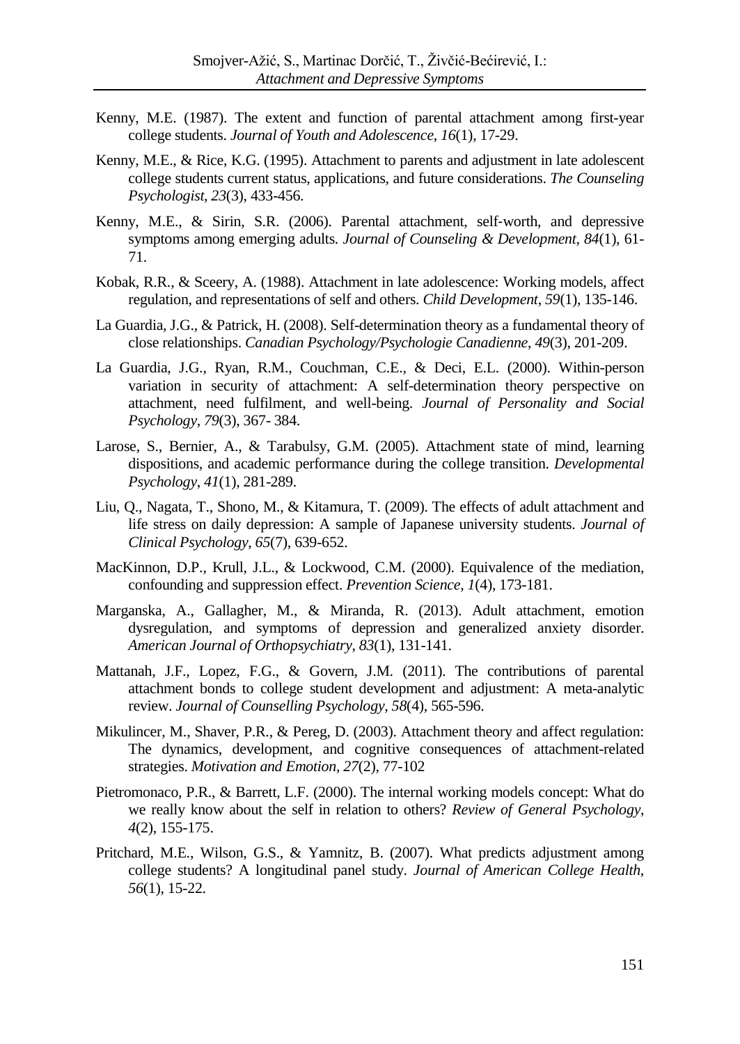Kenny, M.E. (1987). The extent and function of parental attachment among first-year college students. *Journal of Youth and Adolescence*, *16*(1), 17-29.

Kenny, M.E., & Rice, K.G. (1995). Attachment to parents and adjustment in late adolescent college students current status, applications, and future considerations. *The Counseling Psychologist*, *23*(3), 433-456.

Kenny, M.E., & Sirin, S.R. (2006). Parental attachment, self-worth, and depressive symptoms among emerging adults. *Journal of Counseling & Development*, *84*(1), 61-71.

Kobak, R.R., & Sceery, A. (1988). Attachment in late adolescence: Working models, affect regulation, and representations of self and others. *Child Development*, *59*(1), 135-146.

La Guardia, J.G., & Patrick, H. (2008). Self-determination theory as a fundamental theory of close relationships. *Canadian Psychology/Psychologie Canadienne*, *49*(3), 201-209.

La Guardia, J.G., Ryan, R.M., Couchman, C.E., & Deci, E.L. (2000). Within-person variation in security of attachment: A self-determination theory perspective on attachment, need fulfilment, and well-being. *Journal of Personality and Social Psychology*, *79*(3), 367- 384.

Larose, S., Bernier, A., & Tarabulsy, G.M. (2005). Attachment state of mind, learning dispositions, and academic performance during the college transition. *Developmental Psychology*, *41*(1), 281-289.

Liu, Q., Nagata, T., Shono, M., & Kitamura, T. (2009). The effects of adult attachment and life stress on daily depression: A sample of Japanese university students. *Journal of Clinical Psychology*, *65*(7), 639-652.

MacKinnon, D.P., Krull, J.L., & Lockwood, C.M. (2000). Equivalence of the mediation, confounding and suppression effect. *Prevention Science*, *1*(4), 173-181.

Marganska, A., Gallagher, M., & Miranda, R. (2013). Adult attachment, emotion dysregulation, and symptoms of depression and generalized anxiety disorder. *American Journal of Orthopsychiatry*, *83*(1), 131-141.

Mattanah, J.F., Lopez, F.G., & Govern, J.M. (2011). The contributions of parental attachment bonds to college student development and adjustment: A meta-analytic review. *Journal of Counselling Psychology*, *58*(4), 565-596.

Mikulincer, M., Shaver, P.R., & Pereg, D. (2003). Attachment theory and affect regulation: The dynamics, development, and cognitive consequences of attachment-related strategies. *Motivation and Emotion*, *27*(2), 77-102

Pietromonaco, P.R., & Barrett, L.F. (2000). The internal working models concept: What do we really know about the self in relation to others? *Review of General Psychology*, *4*(2), 155-175.

Pritchard, M.E., Wilson, G.S., & Yamnitz, B. (2007). What predicts adjustment among college students? A longitudinal panel study. *Journal of American College Health*, *56*(1), 15-22.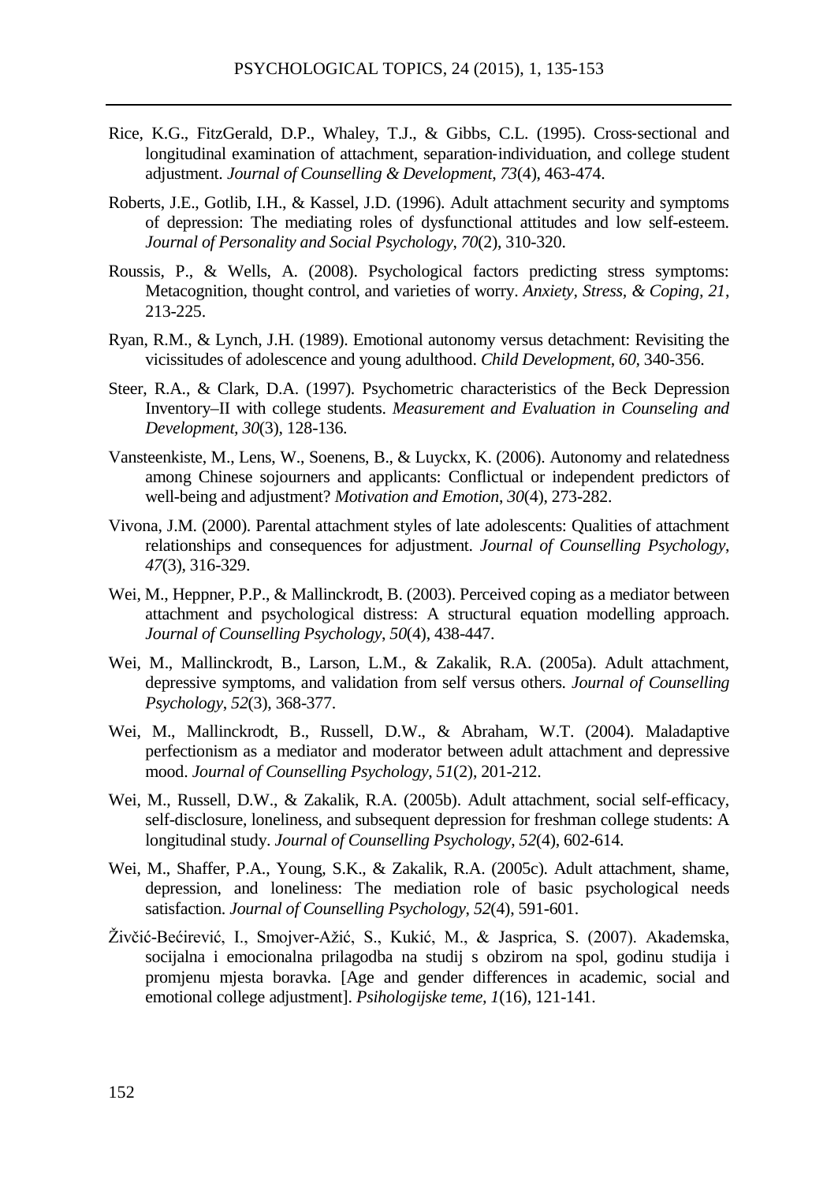Rice, K.G., FitzGerald, D.P., Whaley, T.J., & Gibbs, C.L. (1995). Cross-sectional and longitudinal examination of attachment, separation-individuation, and college student adjustment. *Journal of Counselling & Development*, *73*(4), 463-474.

Roberts, J.E., Gotlib, I.H., & Kassel, J.D. (1996). Adult attachment security and symptoms of depression: The mediating roles of dysfunctional attitudes and low self-esteem. *Journal of Personality and Social Psychology*, *70*(2), 310-320.

Roussis, P., & Wells, A. (2008). Psychological factors predicting stress symptoms: Metacognition, thought control, and varieties of worry. *Anxiety, Stress, & Coping, 21*, 213-225.

Ryan, R.M., & Lynch, J.H. (1989). Emotional autonomy versus detachment: Revisiting the vicissitudes of adolescence and young adulthood. *Child Development*, *60*, 340-356.

Steer, R.A., & Clark, D.A. (1997). Psychometric characteristics of the Beck Depression Inventory–II with college students. *Measurement and Evaluation in Counseling and Development, 30*(3), 128-136.

Vansteenkiste, M., Lens, W., Soenens, B., & Luyckx, K. (2006). Autonomy and relatedness among Chinese sojourners and applicants: Conflictual or independent predictors of well-being and adjustment? *Motivation and Emotion*, *30*(4), 273-282.

Vivona, J.M. (2000). Parental attachment styles of late adolescents: Qualities of attachment relationships and consequences for adjustment. *Journal of Counselling Psychology*, *47*(3), 316-329.

Wei, M., Heppner, P.P., & Mallinckrodt, B. (2003). Perceived coping as a mediator between attachment and psychological distress: A structural equation modelling approach. *Journal of Counselling Psychology*, *50*(4), 438-447.

Wei, M., Mallinckrodt, B., Larson, L.M., & Zakalik, R.A. (2005a). Adult attachment, depressive symptoms, and validation from self versus others. *Journal of Counselling Psychology*, *52*(3), 368-377.

Wei, M., Mallinckrodt, B., Russell, D.W., & Abraham, W.T. (2004). Maladaptive perfectionism as a mediator and moderator between adult attachment and depressive mood. *Journal of Counselling Psychology*, *51*(2), 201-212.

Wei, M., Russell, D.W., & Zakalik, R.A. (2005b). Adult attachment, social self-efficacy, self-disclosure, loneliness, and subsequent depression for freshman college students: A longitudinal study. *Journal of Counselling Psychology*, *52*(4), 602-614.

Wei, M., Shaffer, P.A., Young, S.K., & Zakalik, R.A. (2005c). Adult attachment, shame, depression, and loneliness: The mediation role of basic psychological needs satisfaction. *Journal of Counselling Psychology*, *52*(4), 591-601.

Živčić-Bećirević, I., Smojver-Ažić, S., Kukić, M., & Jasprica, S. (2007). Akademska, socijalna i emocionalna prilagodba na studij s obzirom na spol, godinu studija i promjenu mjesta boravka. [Age and gender differences in academic, social and emotional college adjustment]. *Psihologijske teme, 1*(16), 121-141.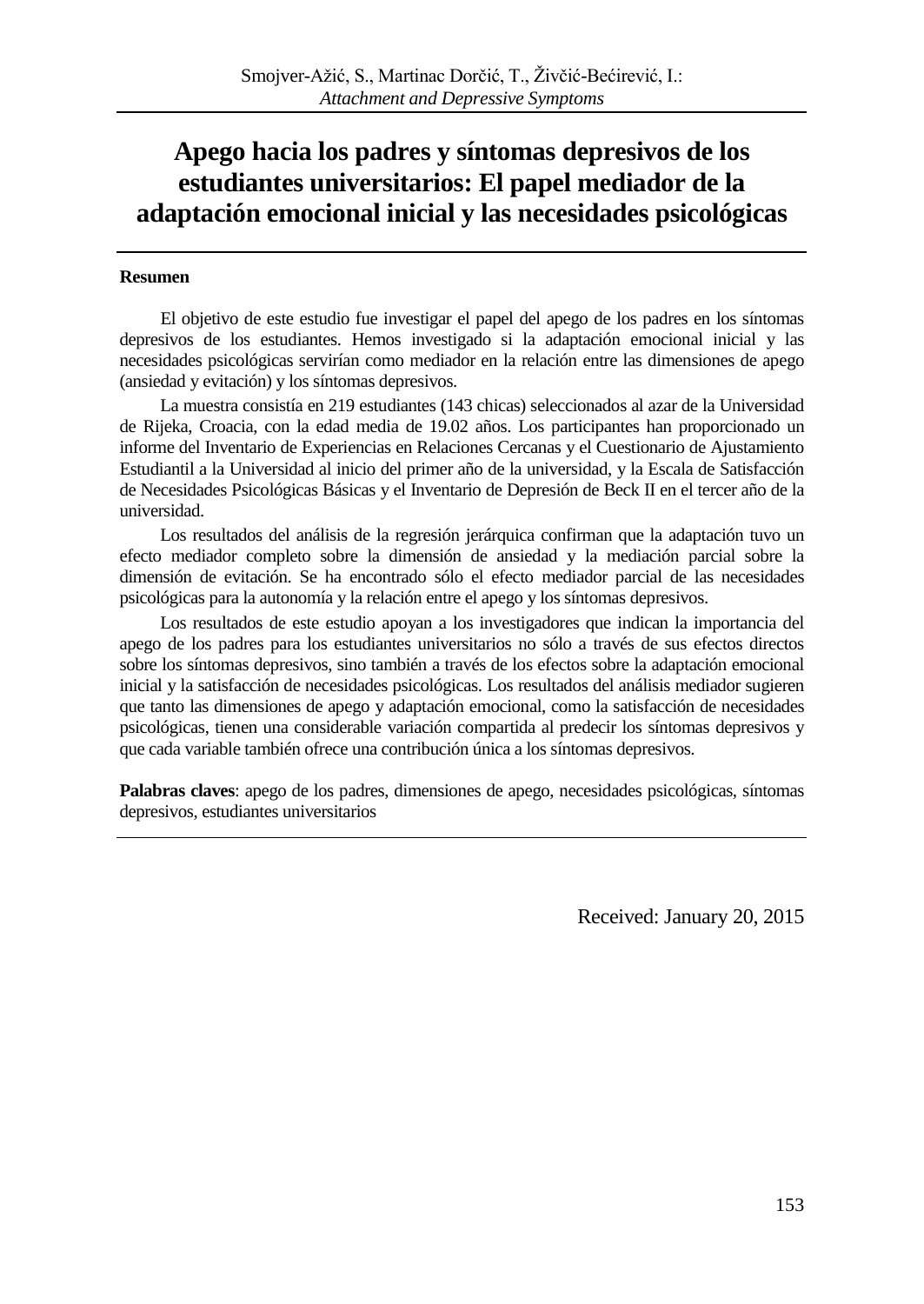# Apego hacia los padres y síntomas depresivos de los estudiantes universitarios: El papel mediador de la adaptación emocional inicial y las necesidades psicológicas

**Resumen**

El objetivo de este estudio fue investigar el papel del apego de los padres en los síntomas depresivos de los estudiantes. Hemos investigado si la adaptación emocional inicial y las necesidades psicológicas servirían como mediador en la relación entre las dimensiones de apego (ansiedad y evitación) y los síntomas depresivos.

La muestra consistía en 219 estudiantes (143 chicas) seleccionados al azar de la Universidad de Rijeka, Croacia, con la edad media de 19.02 años. Los participantes han proporcionado un informe del Inventario de Experiencias en Relaciones Cercanas y el Cuestionario de Ajustamiento Estudiantil a la Universidad al inicio del primer año de la universidad, y la Escala de Satisfacción de Necesidades Psicológicas Básicas y el Inventario de Depresión de Beck II en el tercer año de la universidad.

Los resultados del análisis de la regresión jerárquica confirman que la adaptación tuvo un efecto mediador completo sobre la dimensión de ansiedad y la mediación parcial sobre la dimensión de evitación. Se ha encontrado sólo el efecto mediador parcial de las necesidades psicológicas para la autonomía y la relación entre el apego y los síntomas depresivos.

Los resultados de este estudio apoyan a los investigadores que indican la importancia del apego de los padres para los estudiantes universitarios no sólo a través de sus efectos directos sobre los síntomas depresivos, sino también a través de los efectos sobre la adaptación emocional inicial y la satisfacción de necesidades psicológicas. Los resultados del análisis mediador sugieren que tanto las dimensiones de apego y adaptación emocional, como la satisfacción de necesidades psicológicas, tienen una considerable variación compartida al predecir los síntomas depresivos y que cada variable también ofrece una contribución única a los síntomas depresivos.

**Palabras claves**: apego de los padres, dimensiones de apego, necesidades psicológicas, síntomas depresivos, estudiantes universitarios

Received: January 20, 2015